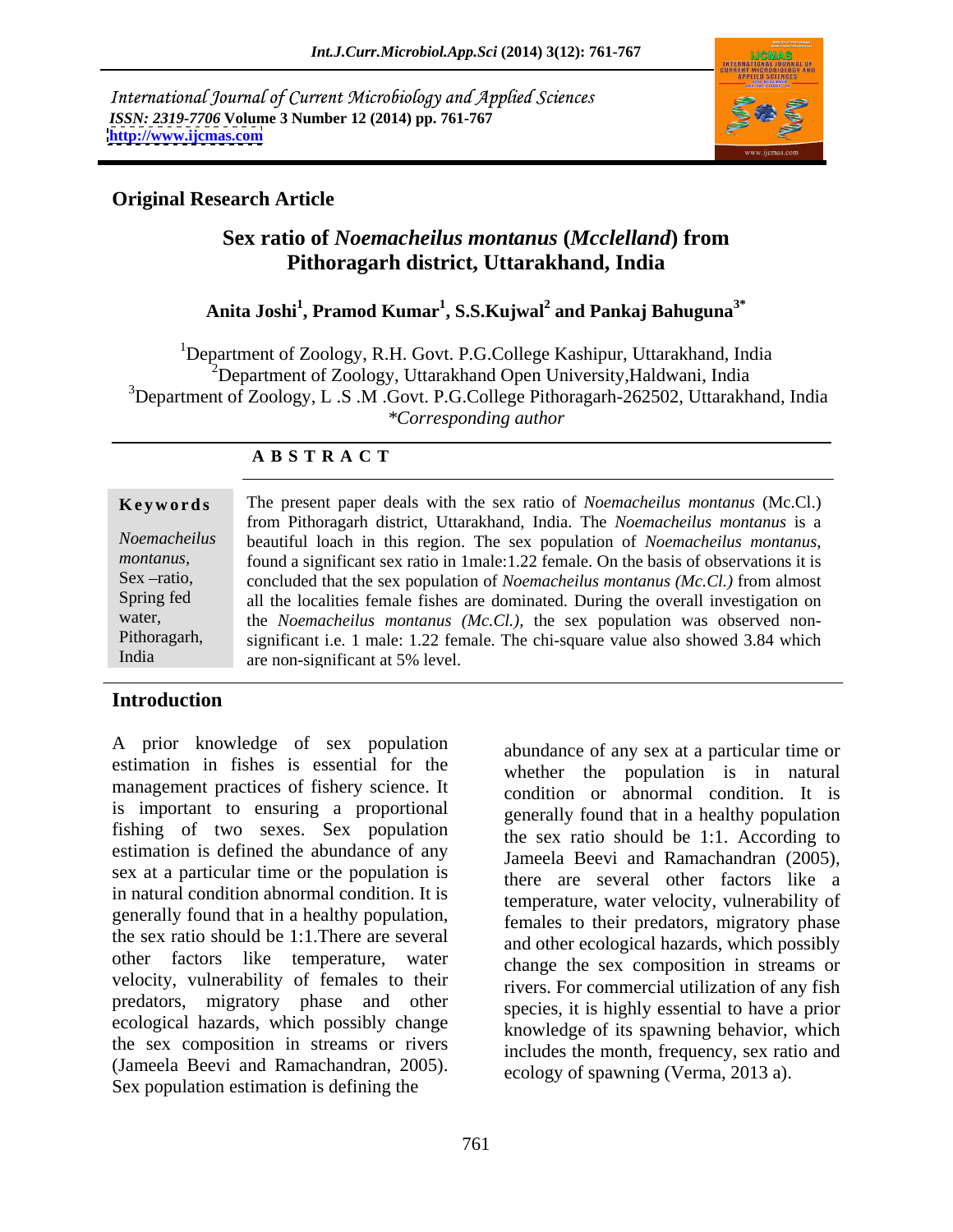International Journal of Current Microbiology and Applied Sciences
*ISSN: 2319-7706* **Volume 3 Number 12 (2014) pp. 761-767**
**http://www.ijcmas.com**

**Original Research Article**

# Sex ratio of *Noemacheilus montanus* (*Mcclelland*) from Pithoragarh district, Uttarakhand, India

**Anita Joshi[1], Pramod Kumar[1], S.S.Kujwal[2] and Pankaj Bahuguna[3*]**

[1]Department of Zoology, R.H. Govt. P.G.College Kashipur, Uttarakhand, India
[2]Department of Zoology, Uttarakhand Open University,Haldwani, India
[3]Department of Zoology, L .S .M .Govt. P.G.College Pithoragarh-262502, Uttarakhand, India
*\*Corresponding author*

## A B S T R A C T

**Keywords**

*Noemacheilus montanus*, Sex –ratio, Spring fed water, Pithoragarh, India

The present paper deals with the sex ratio of *Noemacheilus montanus* (Mc.Cl.) from Pithoragarh district, Uttarakhand, India. The *Noemacheilus montanus* is a beautiful loach in this region. The sex population of *Noemacheilus montanus*, found a significant sex ratio in 1male:1.22 female. On the basis of observations it is concluded that the sex population of *Noemacheilus montanus (Mc.Cl.)* from almost all the localities female fishes are dominated. During the overall investigation on the *Noemacheilus montanus (Mc.Cl.)*, the sex population was observed non-significant i.e. 1 male: 1.22 female. The chi-square value also showed 3.84 which are non-significant at 5% level.

## Introduction

A prior knowledge of sex population estimation in fishes is essential for the management practices of fishery science. It is important to ensuring a proportional fishing of two sexes. Sex population estimation is defined the abundance of any sex at a particular time or the population is in natural condition abnormal condition. It is generally found that in a healthy population, the sex ratio should be 1:1.There are several other factors like temperature, water velocity, vulnerability of females to their predators, migratory phase and other ecological hazards, which possibly change the sex composition in streams or rivers (Jameela Beevi and Ramachandran, 2005). Sex population estimation is defining the abundance of any sex at a particular time or whether the population is in natural condition or abnormal condition. It is generally found that in a healthy population the sex ratio should be 1:1. According to Jameela Beevi and Ramachandran (2005), there are several other factors like a temperature, water velocity, vulnerability of females to their predators, migratory phase and other ecological hazards, which possibly change the sex composition in streams or rivers. For commercial utilization of any fish species, it is highly essential to have a prior knowledge of its spawning behavior, which includes the month, frequency, sex ratio and ecology of spawning (Verma, 2013 a).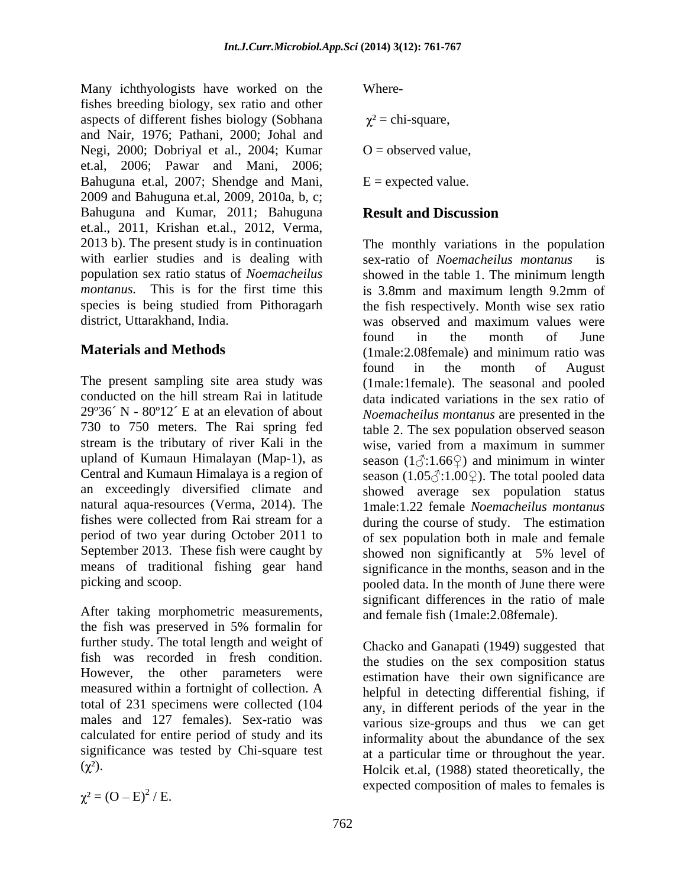Many ichthyologists have worked on the fishes breeding biology, sex ratio and other aspects of different fishes biology (Sobhana and Nair, 1976; Pathani, 2000; Johal and Negi, 2000; Dobriyal et al., 2004; Kumar et.al, 2006; Pawar and Mani, 2006; Bahuguna et.al, 2007; Shendge and Mani, 2009 and Bahuguna et.al, 2009, 2010a, b, c; Bahuguna and Kumar, 2011; Bahuguna et.al., 2011, Krishan et.al., 2012, Verma, 2013 b). The present study is in continuation with earlier studies and is dealing with population sex ratio status of *Noemacheilus montanus*. This is for the first time this species is being studied from Pithoragarh district, Uttarakhand, India.

## Materials and Methods

The present sampling site area study was conducted on the hill stream Rai in latitude 29º36´ N - 80º12´ E at an elevation of about 730 to 750 meters. The Rai spring fed stream is the tributary of river Kali in the upland of Kumaun Himalayan (Map-1), as Central and Kumaun Himalaya is a region of an exceedingly diversified climate and natural aqua-resources (Verma, 2014). The fishes were collected from Rai stream for a period of two year during October 2011 to September 2013. These fish were caught by means of traditional fishing gear hand picking and scoop.

After taking morphometric measurements, the fish was preserved in 5% formalin for further study. The total length and weight of fish was recorded in fresh condition. However, the other parameters were measured within a fortnight of collection. A total of 231 specimens were collected (104 males and 127 females). Sex-ratio was calculated for entire period of study and its significance was tested by Chi-square test ($\chi^2$).

$$\chi^2 = (O - E)^2 / E.$$

Where-

$\chi^2$ = chi-square,

O = observed value,

E = expected value.

## Result and Discussion

The monthly variations in the population sex-ratio of *Noemacheilus montanus* is showed in the table 1. The minimum length is 3.8mm and maximum length 9.2mm of the fish respectively. Month wise sex ratio was observed and maximum values were found in the month of June (1male:2.08female) and minimum ratio was found in the month of August (1male:1female). The seasonal and pooled data indicated variations in the sex ratio of *Noemacheilus montanus* are presented in the table 2. The sex population observed season wise, varied from a maximum in summer season (1♂:1.66♀) and minimum in winter season (1.05♂:1.00♀). The total pooled data showed average sex population status 1male:1.22 female *Noemacheilus montanus* during the course of study. The estimation of sex population both in male and female showed non significantly at 5% level of significance in the months, season and in the pooled data. In the month of June there were significant differences in the ratio of male and female fish (1male:2.08female).

Chacko and Ganapati (1949) suggested that the studies on the sex composition status estimation have their own significance are helpful in detecting differential fishing, if any, in different periods of the year in the various size-groups and thus we can get informality about the abundance of the sex at a particular time or throughout the year. Holcik et.al, (1988) stated theoretically, the expected composition of males to females is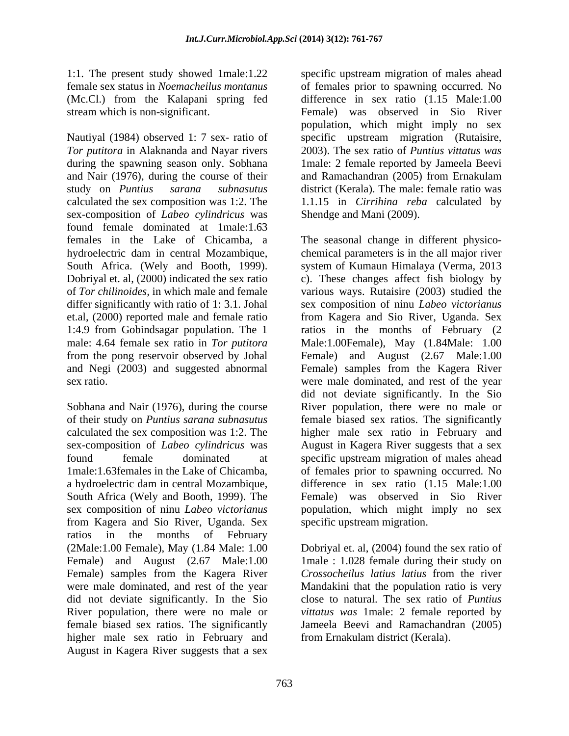1:1. The present study showed 1male:1.22 female sex status in *Noemacheilus montanus* (Mc.Cl.) from the Kalapani spring fed stream which is non-significant.

Nautiyal (1984) observed 1: 7 sex- ratio of *Tor putitora* in Alaknanda and Nayar rivers during the spawning season only. Sobhana and Nair (1976), during the course of their study on *Puntius sarana subnasutus* calculated the sex composition was 1:2. The sex-composition of *Labeo cylindricus* was found female dominated at 1male:1.63 females in the Lake of Chicamba, a hydroelectric dam in central Mozambique, South Africa. (Wely and Booth, 1999). Dobriyal et. al, (2000) indicated the sex ratio of *Tor chilinoides*, in which male and female differ significantly with ratio of 1: 3.1. Johal et.al, (2000) reported male and female ratio 1:4.9 from Gobindsagar population. The 1 male: 4.64 female sex ratio in *Tor putitora* from the pong reservoir observed by Johal and Negi (2003) and suggested abnormal sex ratio.

Sobhana and Nair (1976), during the course of their study on *Puntius sarana subnasutus* calculated the sex composition was 1:2. The sex-composition of *Labeo cylindricus* was found female dominated at 1male:1.63females in the Lake of Chicamba, a hydroelectric dam in central Mozambique, South Africa (Wely and Booth, 1999). The sex composition of ninu *Labeo victorianus* from Kagera and Sio River, Uganda. Sex ratios in the months of February (2Male:1.00 Female), May (1.84 Male: 1.00 Female) and August (2.67 Male:1.00 Female) samples from the Kagera River were male dominated, and rest of the year did not deviate significantly. In the Sio River population, there were no male or female biased sex ratios. The significantly higher male sex ratio in February and August in Kagera River suggests that a sex specific upstream migration of males ahead of females prior to spawning occurred. No difference in sex ratio (1.15 Male:1.00 Female) was observed in Sio River population, which might imply no sex specific upstream migration (Rutaisire, 2003). The sex ratio of *Puntius vittatus was* 1male: 2 female reported by Jameela Beevi and Ramachandran (2005) from Ernakulam district (Kerala). The male: female ratio was 1.1.15 in *Cirrihina reba* calculated by Shendge and Mani (2009).

The seasonal change in different physico-chemical parameters is in the all major river system of Kumaun Himalaya (Verma, 2013 c). These changes affect fish biology by various ways. Rutaisire (2003) studied the sex composition of ninu *Labeo victorianus* from Kagera and Sio River, Uganda. Sex ratios in the months of February (2 Male:1.00Female), May (1.84Male: 1.00 Female) and August (2.67 Male:1.00 Female) samples from the Kagera River were male dominated, and rest of the year did not deviate significantly. In the Sio River population, there were no male or female biased sex ratios. The significantly higher male sex ratio in February and August in Kagera River suggests that a sex specific upstream migration of males ahead of females prior to spawning occurred. No difference in sex ratio (1.15 Male:1.00 Female) was observed in Sio River population, which might imply no sex specific upstream migration.

Dobriyal et. al, (2004) found the sex ratio of 1male : 1.028 female during their study on *Crossocheilus latius latius* from the river Mandakini that the population ratio is very close to natural. The sex ratio of *Puntius vittatus was* 1male: 2 female reported by Jameela Beevi and Ramachandran (2005) from Ernakulam district (Kerala).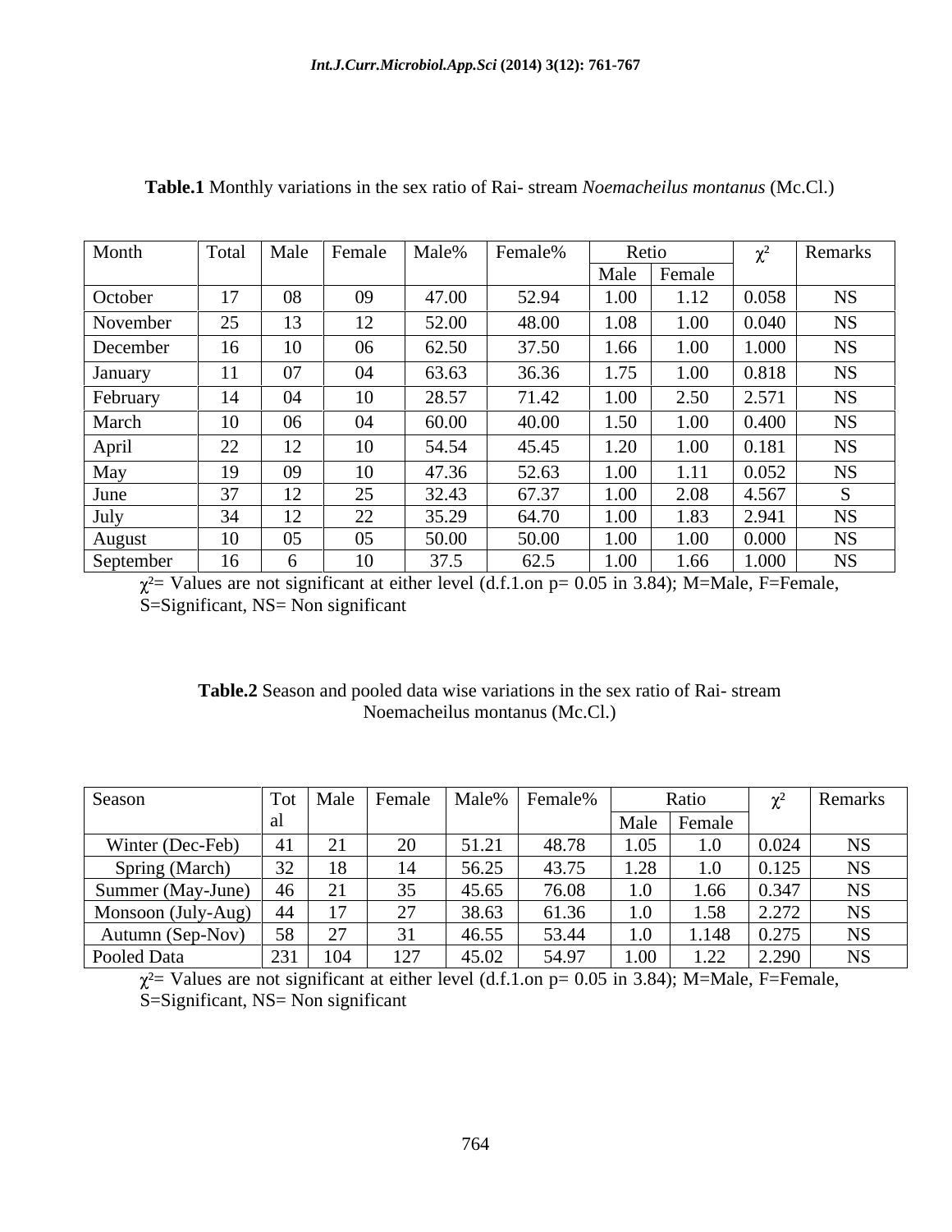**Table.1** Monthly variations in the sex ratio of Rai- stream *Noemacheilus montanus* (Mc.Cl.)

| Month | Total | Male | Female | Male% | Female% | Retio | | $\chi^2$ | Remarks |
|---|---|---|---|---|---|---|---|---|---|
| | | | | | | Male | Female | | |
| October | 17 | 08 | 09 | 47.00 | 52.94 | 1.00 | 1.12 | 0.058 | NS |
| November | 25 | 13 | 12 | 52.00 | 48.00 | 1.08 | 1.00 | 0.040 | NS |
| December | 16 | 10 | 06 | 62.50 | 37.50 | 1.66 | 1.00 | 1.000 | NS |
| January | 11 | 07 | 04 | 63.63 | 36.36 | 1.75 | 1.00 | 0.818 | NS |
| February | 14 | 04 | 10 | 28.57 | 71.42 | 1.00 | 2.50 | 2.571 | NS |
| March | 10 | 06 | 04 | 60.00 | 40.00 | 1.50 | 1.00 | 0.400 | NS |
| April | 22 | 12 | 10 | 54.54 | 45.45 | 1.20 | 1.00 | 0.181 | NS |
| May | 19 | 09 | 10 | 47.36 | 52.63 | 1.00 | 1.11 | 0.052 | NS |
| June | 37 | 12 | 25 | 32.43 | 67.37 | 1.00 | 2.08 | 4.567 | S |
| July | 34 | 12 | 22 | 35.29 | 64.70 | 1.00 | 1.83 | 2.941 | NS |
| August | 10 | 05 | 05 | 50.00 | 50.00 | 1.00 | 1.00 | 0.000 | NS |
| September | 16 | 6 | 10 | 37.5 | 62.5 | 1.00 | 1.66 | 1.000 | NS |

$\chi^2$= Values are not significant at either level (d.f.1.on p= 0.05 in 3.84); M=Male, F=Female, S=Significant, NS= Non significant

**Table.2** Season and pooled data wise variations in the sex ratio of Rai- stream Noemacheilus montanus (Mc.Cl.)

| Season | Total | Male | Female | Male% | Female% | Ratio | | $\chi^2$ | Remarks |
|---|---|---|---|---|---|---|---|---|---|
| | | | | | | Male | Female | | |
| Winter (Dec-Feb) | 41 | 21 | 20 | 51.21 | 48.78 | 1.05 | 1.0 | 0.024 | NS |
| Spring (March) | 32 | 18 | 14 | 56.25 | 43.75 | 1.28 | 1.0 | 0.125 | NS |
| Summer (May-June) | 46 | 21 | 35 | 45.65 | 76.08 | 1.0 | 1.66 | 0.347 | NS |
| Monsoon (July-Aug) | 44 | 17 | 27 | 38.63 | 61.36 | 1.0 | 1.58 | 2.272 | NS |
| Autumn (Sep-Nov) | 58 | 27 | 31 | 46.55 | 53.44 | 1.0 | 1.148 | 0.275 | NS |
| Pooled Data | 231 | 104 | 127 | 45.02 | 54.97 | 1.00 | 1.22 | 2.290 | NS |

$\chi^2$= Values are not significant at either level (d.f.1.on p= 0.05 in 3.84); M=Male, F=Female, S=Significant, NS= Non significant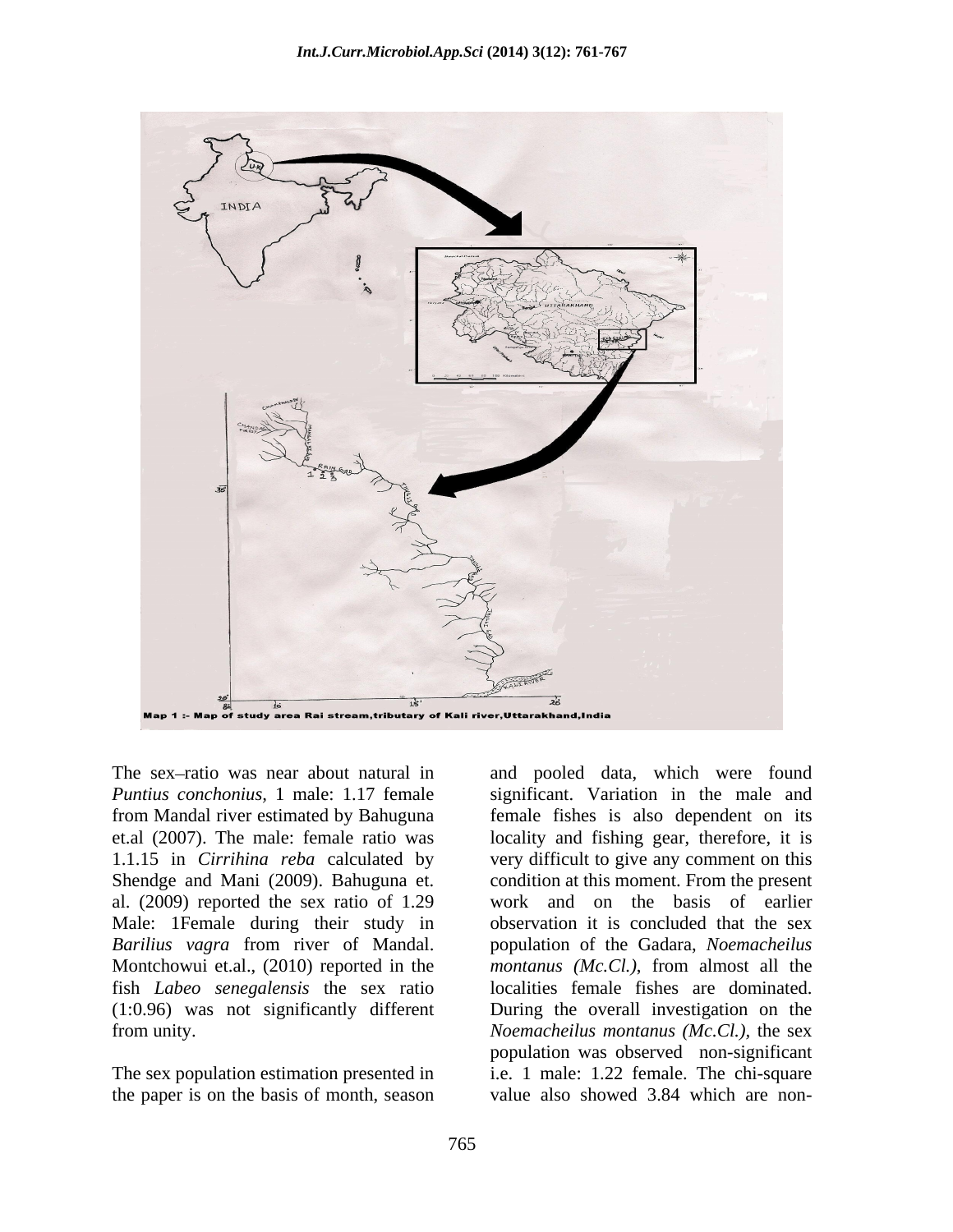Map 1 :- Map of study area Rai stream,tributary of Kali river,Uttarakhand,India

The sex–ratio was near about natural in *Puntius conchonius*, 1 male: 1.17 female from Mandal river estimated by Bahuguna et.al (2007). The male: female ratio was 1.1.15 in *Cirrihina reba* calculated by Shendge and Mani (2009). Bahuguna et. al. (2009) reported the sex ratio of 1.29 Male: 1Female during their study in *Barilius vagra* from river of Mandal. Montchowui et.al., (2010) reported in the fish *Labeo senegalensis* the sex ratio (1:0.96) was not significantly different from unity.

The sex population estimation presented in the paper is on the basis of month, season and pooled data, which were found significant. Variation in the male and female fishes is also dependent on its locality and fishing gear, therefore, it is very difficult to give any comment on this condition at this moment. From the present work and on the basis of earlier observation it is concluded that the sex population of the Gadara, *Noemacheilus montanus (Mc.Cl.)*, from almost all the localities female fishes are dominated. During the overall investigation on the *Noemacheilus montanus (Mc.Cl.)*, the sex population was observed non-significant i.e. 1 male: 1.22 female. The chi-square value also showed 3.84 which are non-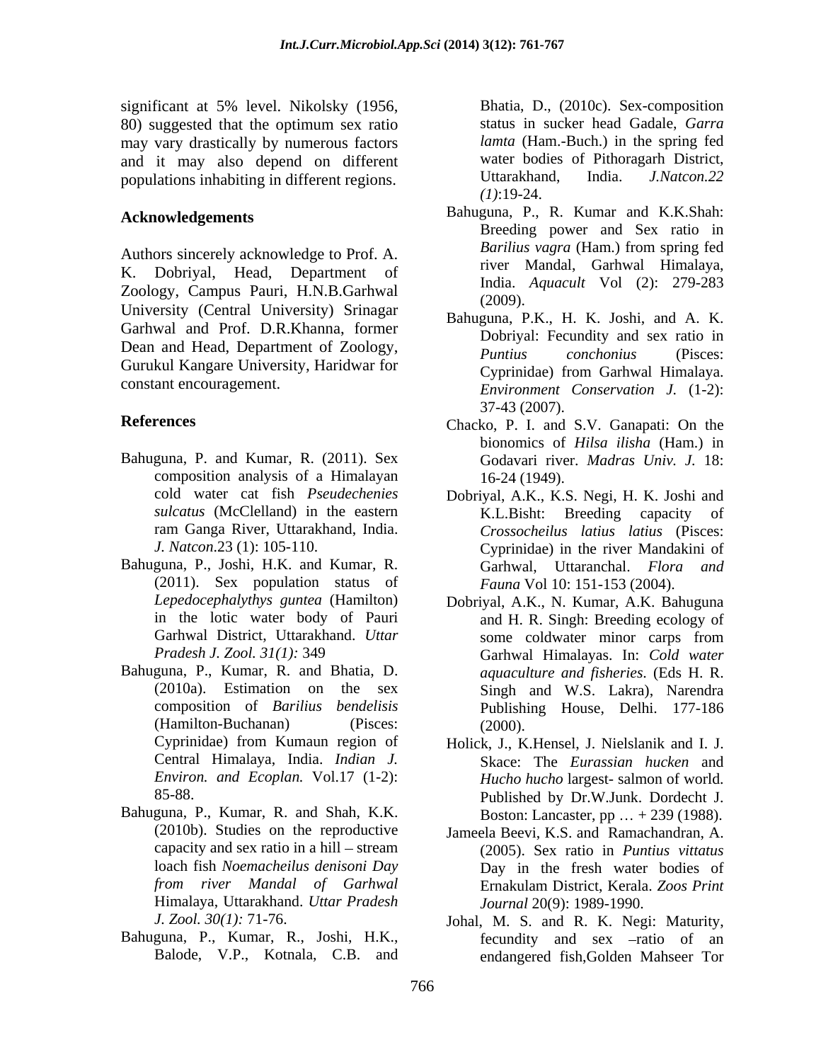significant at 5% level. Nikolsky (1956, 80) suggested that the optimum sex ratio may vary drastically by numerous factors and it may also depend on different populations inhabiting in different regions.

## Acknowledgements

Authors sincerely acknowledge to Prof. A. K. Dobriyal, Head, Department of Zoology, Campus Pauri, H.N.B.Garhwal University (Central University) Srinagar Garhwal and Prof. D.R.Khanna, former Dean and Head, Department of Zoology, Gurukul Kangare University, Haridwar for constant encouragement.

## References

Bahuguna, P. and Kumar, R. (2011). Sex composition analysis of a Himalayan cold water cat fish *Pseudechenies sulcatus* (McClelland) in the eastern ram Ganga River, Uttarakhand, India. *J. Natcon*.23 (1): 105-110.

Bahuguna, P., Joshi, H.K. and Kumar, R. (2011). Sex population status of *Lepedocephalythys guntea* (Hamilton) in the lotic water body of Pauri Garhwal District, Uttarakhand. *Uttar Pradesh J. Zool. 31(1):* 349

Bahuguna, P., Kumar, R. and Bhatia, D. (2010a). Estimation on the sex composition of *Barilius bendelisis* (Hamilton-Buchanan) (Pisces: Cyprinidae) from Kumaun region of Central Himalaya, India. *Indian J. Environ. and Ecoplan.* Vol.17 (1-2): 85-88.

Bahuguna, P., Kumar, R. and Shah, K.K. (2010b). Studies on the reproductive capacity and sex ratio in a hill – stream loach fish *Noemacheilus denisoni Day from river Mandal of Garhwal* Himalaya, Uttarakhand. *Uttar Pradesh J. Zool. 30(1):* 71-76.

Bahuguna, P., Kumar, R., Joshi, H.K., Balode, V.P., Kotnala, C.B. and Bhatia, D., (2010c). Sex-composition status in sucker head Gadale, *Garra lamta* (Ham.-Buch.) in the spring fed water bodies of Pithoragarh District, Uttarakhand, India. *J.Natcon.22 (1)*:19-24.

Bahuguna, P., R. Kumar and K.K.Shah: Breeding power and Sex ratio in *Barilius vagra* (Ham.) from spring fed river Mandal, Garhwal Himalaya, India. *Aquacult* Vol (2): 279-283 (2009).

Bahuguna, P.K., H. K. Joshi, and A. K. Dobriyal: Fecundity and sex ratio in *Puntius conchonius* (Pisces: Cyprinidae) from Garhwal Himalaya. *Environment Conservation J.* (1-2): 37-43 (2007).

Chacko, P. I. and S.V. Ganapati: On the bionomics of *Hilsa ilisha* (Ham.) in Godavari river. *Madras Univ. J.* 18: 16-24 (1949).

Dobriyal, A.K., K.S. Negi, H. K. Joshi and K.L.Bisht: Breeding capacity of *Crossocheilus latius latius* (Pisces: Cyprinidae) in the river Mandakini of Garhwal, Uttaranchal. *Flora and Fauna* Vol 10: 151-153 (2004).

Dobriyal, A.K., N. Kumar, A.K. Bahuguna and H. R. Singh: Breeding ecology of some coldwater minor carps from Garhwal Himalayas. In: *Cold water aquaculture and fisheries*. (Eds H. R. Singh and W.S. Lakra), Narendra Publishing House, Delhi. 177-186 (2000).

Holick, J., K.Hensel, J. Nielslanik and I. J. Skace: The *Eurassian hucken* and *Hucho hucho* largest- salmon of world. Published by Dr.W.Junk. Dordecht J. Boston: Lancaster, pp … + 239 (1988).

Jameela Beevi, K.S. and Ramachandran, A. (2005). Sex ratio in *Puntius vittatus* Day in the fresh water bodies of Ernakulam District, Kerala. *Zoos Print Journal* 20(9): 1989-1990.

Johal, M. S. and R. K. Negi: Maturity, fecundity and sex –ratio of an endangered fish,Golden Mahseer Tor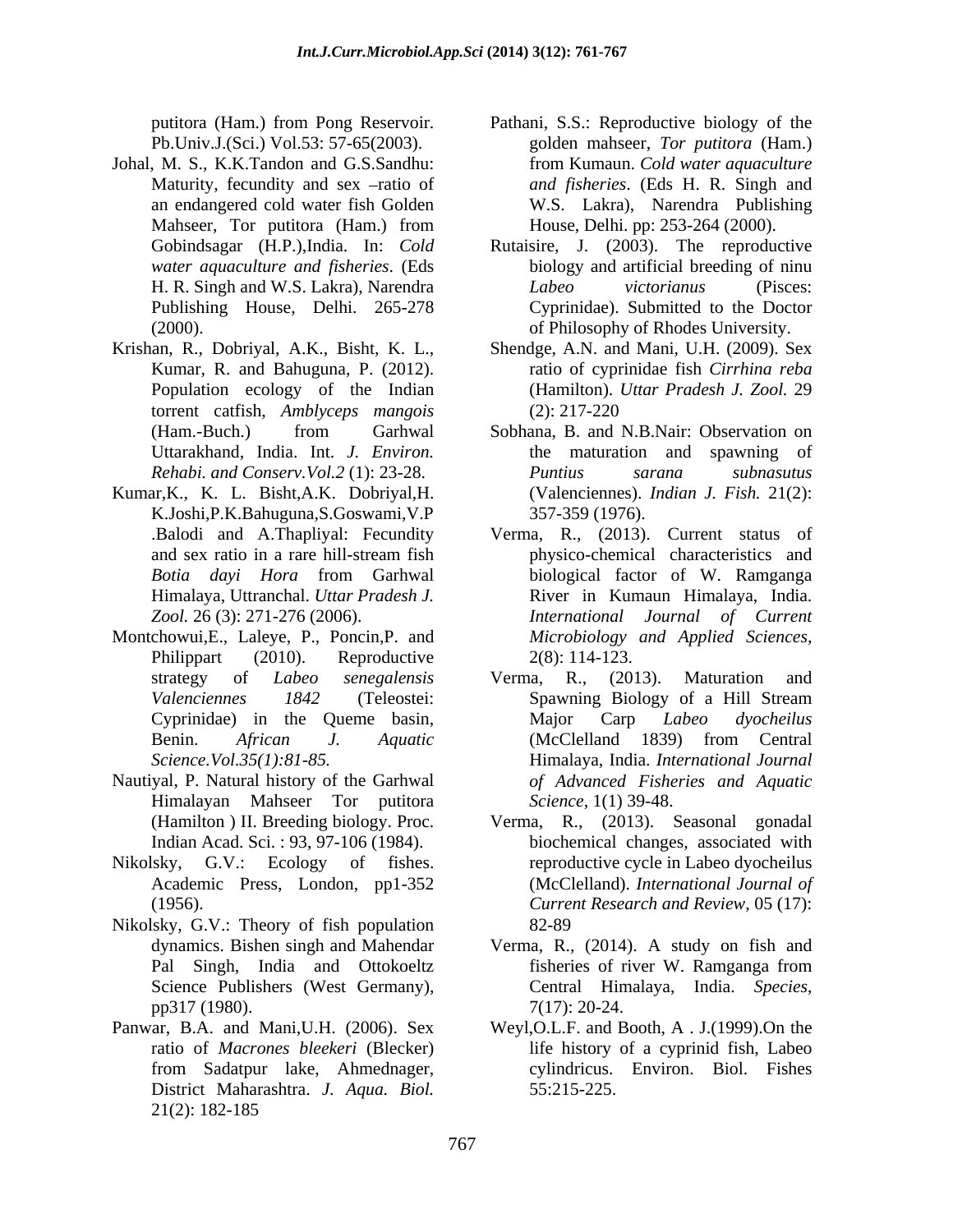putitora (Ham.) from Pong Reservoir. Pb.Univ.J.(Sci.) Vol.53: 57-65(2003).

Johal, M. S., K.K.Tandon and G.S.Sandhu: Maturity, fecundity and sex –ratio of an endangered cold water fish Golden Mahseer, Tor putitora (Ham.) from Gobindsagar (H.P.),India. In: *Cold water aquaculture and fisheries*. (Eds H. R. Singh and W.S. Lakra), Narendra Publishing House, Delhi. 265-278 (2000).

Krishan, R., Dobriyal, A.K., Bisht, K. L., Kumar, R. and Bahuguna, P. (2012). Population ecology of the Indian torrent catfish, *Amblyceps mangois* (Ham.-Buch.) from Garhwal Uttarakhand, India. Int. *J. Environ. Rehabi. and Conserv.Vol.2* (1): 23-28.

Kumar,K., K. L. Bisht,A.K. Dobriyal,H. K.Joshi,P.K.Bahuguna,S.Goswami,V.P .Balodi and A.Thapliyal: Fecundity and sex ratio in a rare hill-stream fish *Botia dayi Hora* from Garhwal Himalaya, Uttranchal. *Uttar Pradesh J. Zool.* 26 (3): 271-276 (2006).

Montchowui,E., Laleye, P., Poncin,P. and Philippart (2010). Reproductive strategy of *Labeo senegalensis Valenciennes 1842* (Teleostei: Cyprinidae) in the Queme basin, Benin. *African J. Aquatic Science.Vol.35(1):81-85.*

Nautiyal, P. Natural history of the Garhwal Himalayan Mahseer Tor putitora (Hamilton ) II. Breeding biology. Proc. Indian Acad. Sci. : 93, 97-106 (1984).

Nikolsky, G.V.: Ecology of fishes. Academic Press, London, pp1-352 (1956).

Nikolsky, G.V.: Theory of fish population dynamics. Bishen singh and Mahendar Pal Singh, India and Ottokoeltz Science Publishers (West Germany), pp317 (1980).

Panwar, B.A. and Mani,U.H. (2006). Sex ratio of *Macrones bleekeri* (Blecker) from Sadatpur lake, Ahmednager, District Maharashtra. *J. Aqua. Biol.* 21(2): 182-185

Pathani, S.S.: Reproductive biology of the golden mahseer, *Tor putitora* (Ham.) from Kumaun. *Cold water aquaculture and fisheries*. (Eds H. R. Singh and W.S. Lakra), Narendra Publishing House, Delhi. pp: 253-264 (2000).

Rutaisire, J. (2003). The reproductive biology and artificial breeding of ninu *Labeo victorianus* (Pisces: Cyprinidae). Submitted to the Doctor of Philosophy of Rhodes University.

Shendge, A.N. and Mani, U.H. (2009). Sex ratio of cyprinidae fish *Cirrhina reba* (Hamilton). *Uttar Pradesh J. Zool.* 29 (2): 217-220

Sobhana, B. and N.B.Nair: Observation on the maturation and spawning of *Puntius sarana subnasutus* (Valenciennes). *Indian J. Fish.* 21(2): 357-359 (1976).

Verma, R., (2013). Current status of physico-chemical characteristics and biological factor of W. Ramganga River in Kumaun Himalaya, India. *International Journal of Current Microbiology and Applied Sciences*, 2(8): 114-123.

Verma, R., (2013). Maturation and Spawning Biology of a Hill Stream Major Carp *Labeo dyocheilus* (McClelland 1839) from Central Himalaya, India. *International Journal of Advanced Fisheries and Aquatic Science*, 1(1) 39-48.

Verma, R., (2013). Seasonal gonadal biochemical changes, associated with reproductive cycle in Labeo dyocheilus (McClelland). *International Journal of Current Research and Review*, 05 (17): 82-89

Verma, R., (2014). A study on fish and fisheries of river W. Ramganga from Central Himalaya, India. *Species*, 7(17): 20-24.

Weyl,O.L.F. and Booth, A . J.(1999).On the life history of a cyprinid fish, Labeo cylindricus. Environ. Biol. Fishes 55:215-225.